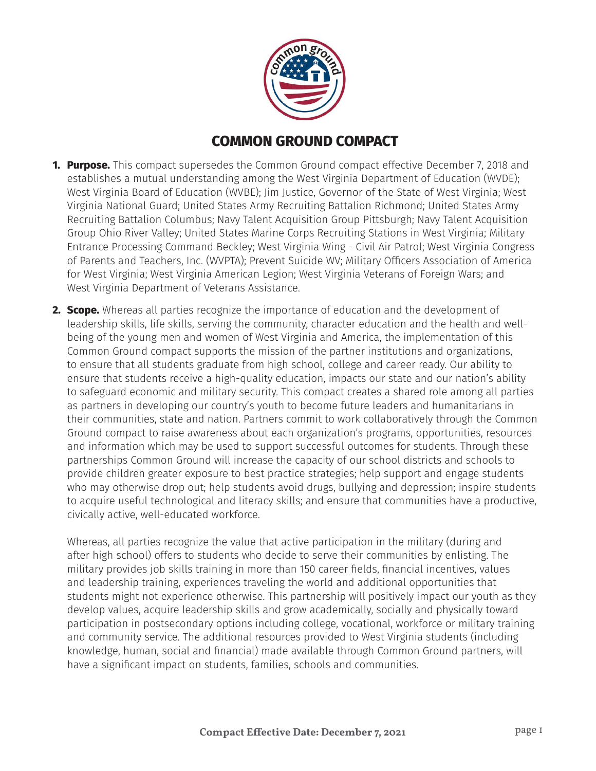# COMMON GROUND COMPACT

1. **Purpose.** This compact supersedes the Common Ground compact effective December 7, 2018 and establishes a mutual understanding among the West Virginia Department of Education (WVDE); West Virginia Board of Education (WVBE); Jim Justice, Governor of the State of West Virginia; West Virginia National Guard; United States Army Recruiting Battalion Richmond; United States Army Recruiting Battalion Columbus; Navy Talent Acquisition Group Pittsburgh; Navy Talent Acquisition Group Ohio River Valley; United States Marine Corps Recruiting Stations in West Virginia; Military Entrance Processing Command Beckley; West Virginia Wing - Civil Air Patrol; West Virginia Congress of Parents and Teachers, Inc. (WVPTA); Prevent Suicide WV; Military Officers Association of America for West Virginia; West Virginia American Legion; West Virginia Veterans of Foreign Wars; and West Virginia Department of Veterans Assistance.

2. **Scope.** Whereas all parties recognize the importance of education and the development of leadership skills, life skills, serving the community, character education and the health and well-being of the young men and women of West Virginia and America, the implementation of this Common Ground compact supports the mission of the partner institutions and organizations, to ensure that all students graduate from high school, college and career ready. Our ability to ensure that students receive a high-quality education, impacts our state and our nation's ability to safeguard economic and military security. This compact creates a shared role among all parties as partners in developing our country's youth to become future leaders and humanitarians in their communities, state and nation. Partners commit to work collaboratively through the Common Ground compact to raise awareness about each organization's programs, opportunities, resources and information which may be used to support successful outcomes for students. Through these partnerships Common Ground will increase the capacity of our school districts and schools to provide children greater exposure to best practice strategies; help support and engage students who may otherwise drop out; help students avoid drugs, bullying and depression; inspire students to acquire useful technological and literacy skills; and ensure that communities have a productive, civically active, well-educated workforce.

   Whereas, all parties recognize the value that active participation in the military (during and after high school) offers to students who decide to serve their communities by enlisting. The military provides job skills training in more than 150 career fields, financial incentives, values and leadership training, experiences traveling the world and additional opportunities that students might not experience otherwise. This partnership will positively impact our youth as they develop values, acquire leadership skills and grow academically, socially and physically toward participation in postsecondary options including college, vocational, workforce or military training and community service. The additional resources provided to West Virginia students (including knowledge, human, social and financial) made available through Common Ground partners, will have a significant impact on students, families, schools and communities.

**Compact Effective Date: December 7, 2021**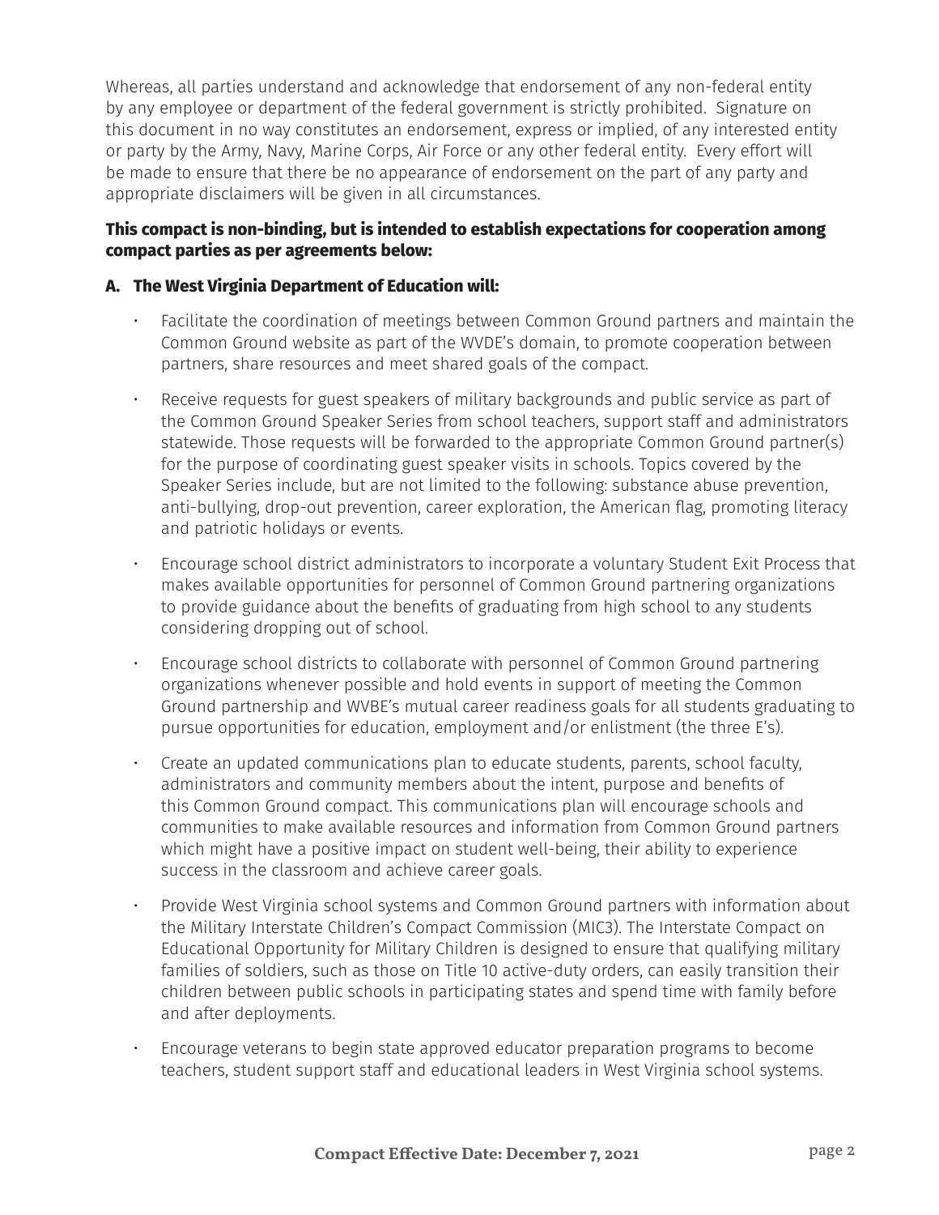Whereas, all parties understand and acknowledge that endorsement of any non-federal entity by any employee or department of the federal government is strictly prohibited. Signature on this document in no way constitutes an endorsement, express or implied, of any interested entity or party by the Army, Navy, Marine Corps, Air Force or any other federal entity. Every effort will be made to ensure that there be no appearance of endorsement on the part of any party and appropriate disclaimers will be given in all circumstances.

**This compact is non-binding, but is intended to establish expectations for cooperation among compact parties as per agreements below:**

**A. The West Virginia Department of Education will:**

- Facilitate the coordination of meetings between Common Ground partners and maintain the Common Ground website as part of the WVDE's domain, to promote cooperation between partners, share resources and meet shared goals of the compact.
- Receive requests for guest speakers of military backgrounds and public service as part of the Common Ground Speaker Series from school teachers, support staff and administrators statewide. Those requests will be forwarded to the appropriate Common Ground partner(s) for the purpose of coordinating guest speaker visits in schools. Topics covered by the Speaker Series include, but are not limited to the following: substance abuse prevention, anti-bullying, drop-out prevention, career exploration, the American flag, promoting literacy and patriotic holidays or events.
- Encourage school district administrators to incorporate a voluntary Student Exit Process that makes available opportunities for personnel of Common Ground partnering organizations to provide guidance about the benefits of graduating from high school to any students considering dropping out of school.
- Encourage school districts to collaborate with personnel of Common Ground partnering organizations whenever possible and hold events in support of meeting the Common Ground partnership and WVBE's mutual career readiness goals for all students graduating to pursue opportunities for education, employment and/or enlistment (the three E's).
- Create an updated communications plan to educate students, parents, school faculty, administrators and community members about the intent, purpose and benefits of this Common Ground compact. This communications plan will encourage schools and communities to make available resources and information from Common Ground partners which might have a positive impact on student well-being, their ability to experience success in the classroom and achieve career goals.
- Provide West Virginia school systems and Common Ground partners with information about the Military Interstate Children's Compact Commission (MIC3). The Interstate Compact on Educational Opportunity for Military Children is designed to ensure that qualifying military families of soldiers, such as those on Title 10 active-duty orders, can easily transition their children between public schools in participating states and spend time with family before and after deployments.
- Encourage veterans to begin state approved educator preparation programs to become teachers, student support staff and educational leaders in West Virginia school systems.

**Compact Effective Date: December 7, 2021**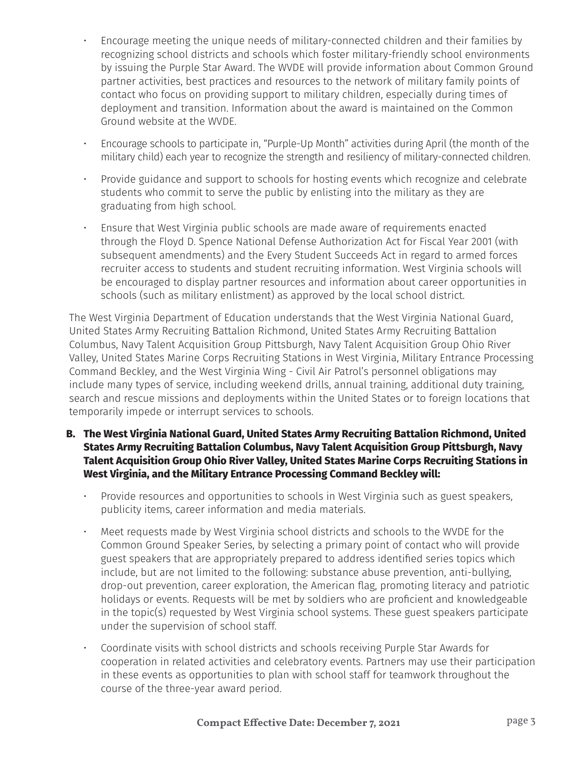- Encourage meeting the unique needs of military-connected children and their families by recognizing school districts and schools which foster military-friendly school environments by issuing the Purple Star Award. The WVDE will provide information about Common Ground partner activities, best practices and resources to the network of military family points of contact who focus on providing support to military children, especially during times of deployment and transition. Information about the award is maintained on the Common Ground website at the WVDE.
- Encourage schools to participate in, "Purple-Up Month" activities during April (the month of the military child) each year to recognize the strength and resiliency of military-connected children.
- Provide guidance and support to schools for hosting events which recognize and celebrate students who commit to serve the public by enlisting into the military as they are graduating from high school.
- Ensure that West Virginia public schools are made aware of requirements enacted through the Floyd D. Spence National Defense Authorization Act for Fiscal Year 2001 (with subsequent amendments) and the Every Student Succeeds Act in regard to armed forces recruiter access to students and student recruiting information. West Virginia schools will be encouraged to display partner resources and information about career opportunities in schools (such as military enlistment) as approved by the local school district.

The West Virginia Department of Education understands that the West Virginia National Guard, United States Army Recruiting Battalion Richmond, United States Army Recruiting Battalion Columbus, Navy Talent Acquisition Group Pittsburgh, Navy Talent Acquisition Group Ohio River Valley, United States Marine Corps Recruiting Stations in West Virginia, Military Entrance Processing Command Beckley, and the West Virginia Wing - Civil Air Patrol's personnel obligations may include many types of service, including weekend drills, annual training, additional duty training, search and rescue missions and deployments within the United States or to foreign locations that temporarily impede or interrupt services to schools.

**B. The West Virginia National Guard, United States Army Recruiting Battalion Richmond, United States Army Recruiting Battalion Columbus, Navy Talent Acquisition Group Pittsburgh, Navy Talent Acquisition Group Ohio River Valley, United States Marine Corps Recruiting Stations in West Virginia, and the Military Entrance Processing Command Beckley will:**

- Provide resources and opportunities to schools in West Virginia such as guest speakers, publicity items, career information and media materials.
- Meet requests made by West Virginia school districts and schools to the WVDE for the Common Ground Speaker Series, by selecting a primary point of contact who will provide guest speakers that are appropriately prepared to address identified series topics which include, but are not limited to the following: substance abuse prevention, anti-bullying, drop-out prevention, career exploration, the American flag, promoting literacy and patriotic holidays or events. Requests will be met by soldiers who are proficient and knowledgeable in the topic(s) requested by West Virginia school systems. These guest speakers participate under the supervision of school staff.
- Coordinate visits with school districts and schools receiving Purple Star Awards for cooperation in related activities and celebratory events. Partners may use their participation in these events as opportunities to plan with school staff for teamwork throughout the course of the three-year award period.

**Compact Effective Date: December 7, 2021**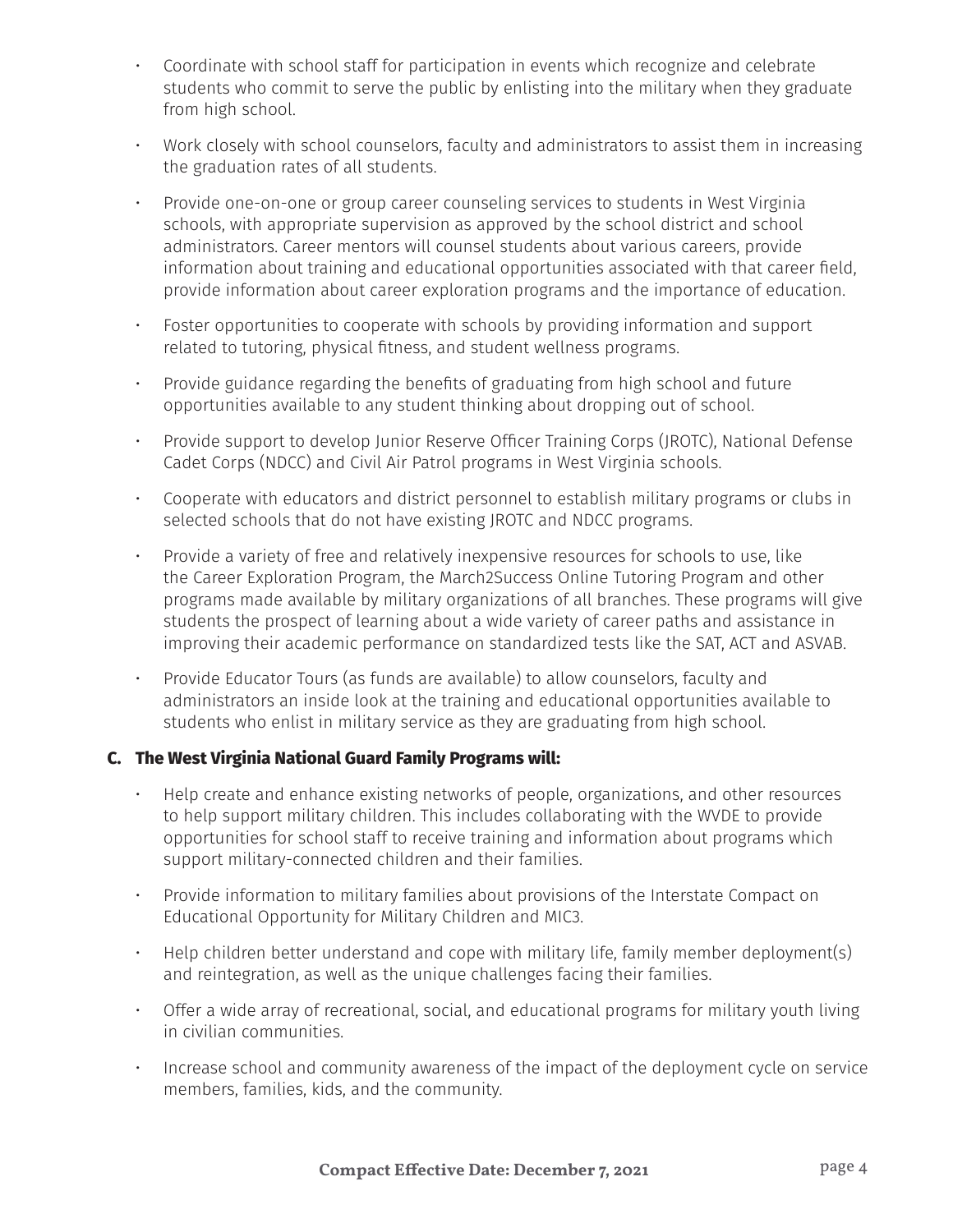- Coordinate with school staff for participation in events which recognize and celebrate students who commit to serve the public by enlisting into the military when they graduate from high school.
- Work closely with school counselors, faculty and administrators to assist them in increasing the graduation rates of all students.
- Provide one-on-one or group career counseling services to students in West Virginia schools, with appropriate supervision as approved by the school district and school administrators. Career mentors will counsel students about various careers, provide information about training and educational opportunities associated with that career field, provide information about career exploration programs and the importance of education.
- Foster opportunities to cooperate with schools by providing information and support related to tutoring, physical fitness, and student wellness programs.
- Provide guidance regarding the benefits of graduating from high school and future opportunities available to any student thinking about dropping out of school.
- Provide support to develop Junior Reserve Officer Training Corps (JROTC), National Defense Cadet Corps (NDCC) and Civil Air Patrol programs in West Virginia schools.
- Cooperate with educators and district personnel to establish military programs or clubs in selected schools that do not have existing JROTC and NDCC programs.
- Provide a variety of free and relatively inexpensive resources for schools to use, like the Career Exploration Program, the March2Success Online Tutoring Program and other programs made available by military organizations of all branches. These programs will give students the prospect of learning about a wide variety of career paths and assistance in improving their academic performance on standardized tests like the SAT, ACT and ASVAB.
- Provide Educator Tours (as funds are available) to allow counselors, faculty and administrators an inside look at the training and educational opportunities available to students who enlist in military service as they are graduating from high school.

**C. The West Virginia National Guard Family Programs will:**

- Help create and enhance existing networks of people, organizations, and other resources to help support military children. This includes collaborating with the WVDE to provide opportunities for school staff to receive training and information about programs which support military-connected children and their families.
- Provide information to military families about provisions of the Interstate Compact on Educational Opportunity for Military Children and MIC3.
- Help children better understand and cope with military life, family member deployment(s) and reintegration, as well as the unique challenges facing their families.
- Offer a wide array of recreational, social, and educational programs for military youth living in civilian communities.
- Increase school and community awareness of the impact of the deployment cycle on service members, families, kids, and the community.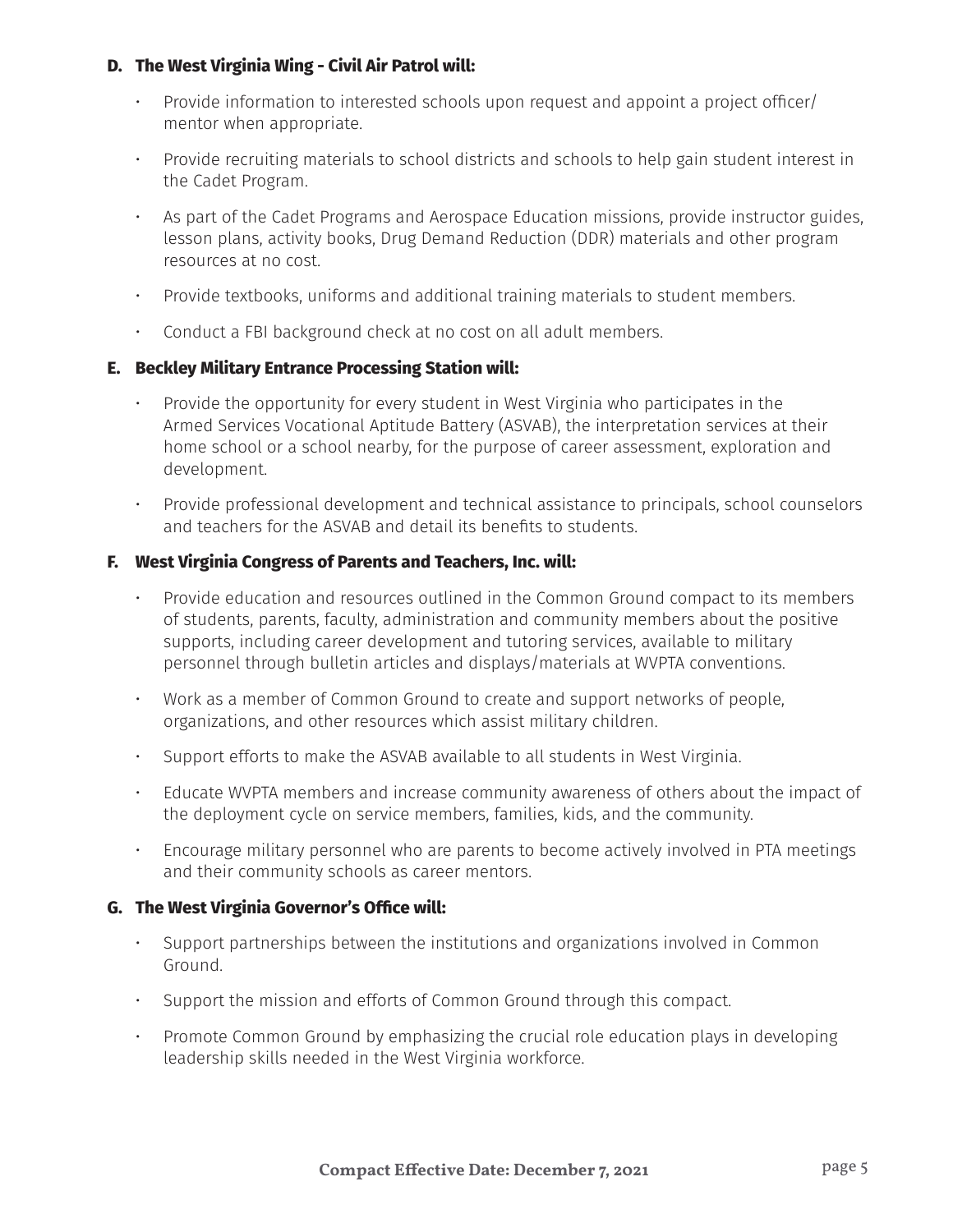**D. The West Virginia Wing - Civil Air Patrol will:**

- Provide information to interested schools upon request and appoint a project officer/ mentor when appropriate.
- Provide recruiting materials to school districts and schools to help gain student interest in the Cadet Program.
- As part of the Cadet Programs and Aerospace Education missions, provide instructor guides, lesson plans, activity books, Drug Demand Reduction (DDR) materials and other program resources at no cost.
- Provide textbooks, uniforms and additional training materials to student members.
- Conduct a FBI background check at no cost on all adult members.

**E. Beckley Military Entrance Processing Station will:**

- Provide the opportunity for every student in West Virginia who participates in the Armed Services Vocational Aptitude Battery (ASVAB), the interpretation services at their home school or a school nearby, for the purpose of career assessment, exploration and development.
- Provide professional development and technical assistance to principals, school counselors and teachers for the ASVAB and detail its benefits to students.

**F. West Virginia Congress of Parents and Teachers, Inc. will:**

- Provide education and resources outlined in the Common Ground compact to its members of students, parents, faculty, administration and community members about the positive supports, including career development and tutoring services, available to military personnel through bulletin articles and displays/materials at WVPTA conventions.
- Work as a member of Common Ground to create and support networks of people, organizations, and other resources which assist military children.
- Support efforts to make the ASVAB available to all students in West Virginia.
- Educate WVPTA members and increase community awareness of others about the impact of the deployment cycle on service members, families, kids, and the community.
- Encourage military personnel who are parents to become actively involved in PTA meetings and their community schools as career mentors.

**G. The West Virginia Governor's Office will:**

- Support partnerships between the institutions and organizations involved in Common Ground.
- Support the mission and efforts of Common Ground through this compact.
- Promote Common Ground by emphasizing the crucial role education plays in developing leadership skills needed in the West Virginia workforce.

**Compact Effective Date: December 7, 2021**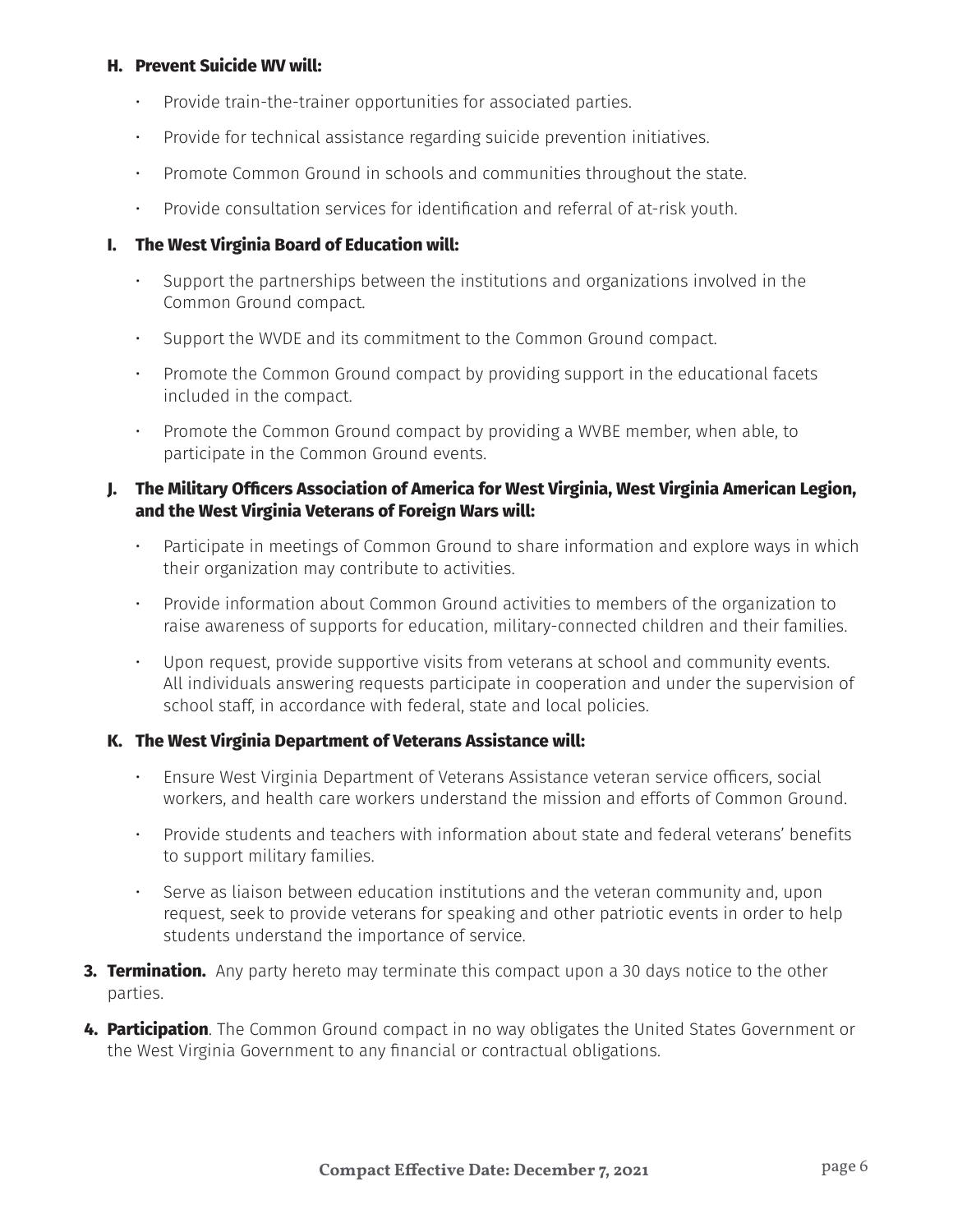**H. Prevent Suicide WV will:**

- Provide train-the-trainer opportunities for associated parties.
- Provide for technical assistance regarding suicide prevention initiatives.
- Promote Common Ground in schools and communities throughout the state.
- Provide consultation services for identification and referral of at-risk youth.

**I. The West Virginia Board of Education will:**

- Support the partnerships between the institutions and organizations involved in the Common Ground compact.
- Support the WVDE and its commitment to the Common Ground compact.
- Promote the Common Ground compact by providing support in the educational facets included in the compact.
- Promote the Common Ground compact by providing a WVBE member, when able, to participate in the Common Ground events.

**J. The Military Officers Association of America for West Virginia, West Virginia American Legion, and the West Virginia Veterans of Foreign Wars will:**

- Participate in meetings of Common Ground to share information and explore ways in which their organization may contribute to activities.
- Provide information about Common Ground activities to members of the organization to raise awareness of supports for education, military-connected children and their families.
- Upon request, provide supportive visits from veterans at school and community events. All individuals answering requests participate in cooperation and under the supervision of school staff, in accordance with federal, state and local policies.

**K. The West Virginia Department of Veterans Assistance will:**

- Ensure West Virginia Department of Veterans Assistance veteran service officers, social workers, and health care workers understand the mission and efforts of Common Ground.
- Provide students and teachers with information about state and federal veterans' benefits to support military families.
- Serve as liaison between education institutions and the veteran community and, upon request, seek to provide veterans for speaking and other patriotic events in order to help students understand the importance of service.

3. **Termination.** Any party hereto may terminate this compact upon a 30 days notice to the other parties.
4. **Participation**. The Common Ground compact in no way obligates the United States Government or the West Virginia Government to any financial or contractual obligations.

**Compact Effective Date: December 7, 2021**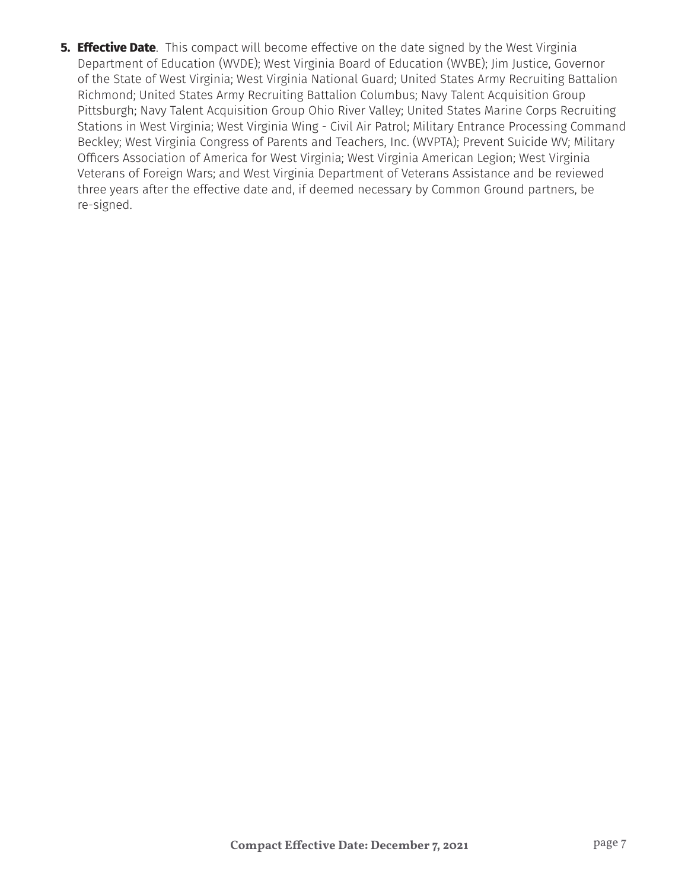5. **Effective Date**. This compact will become effective on the date signed by the West Virginia Department of Education (WVDE); West Virginia Board of Education (WVBE); Jim Justice, Governor of the State of West Virginia; West Virginia National Guard; United States Army Recruiting Battalion Richmond; United States Army Recruiting Battalion Columbus; Navy Talent Acquisition Group Pittsburgh; Navy Talent Acquisition Group Ohio River Valley; United States Marine Corps Recruiting Stations in West Virginia; West Virginia Wing - Civil Air Patrol; Military Entrance Processing Command Beckley; West Virginia Congress of Parents and Teachers, Inc. (WVPTA); Prevent Suicide WV; Military Officers Association of America for West Virginia; West Virginia American Legion; West Virginia Veterans of Foreign Wars; and West Virginia Department of Veterans Assistance and be reviewed three years after the effective date and, if deemed necessary by Common Ground partners, be re-signed.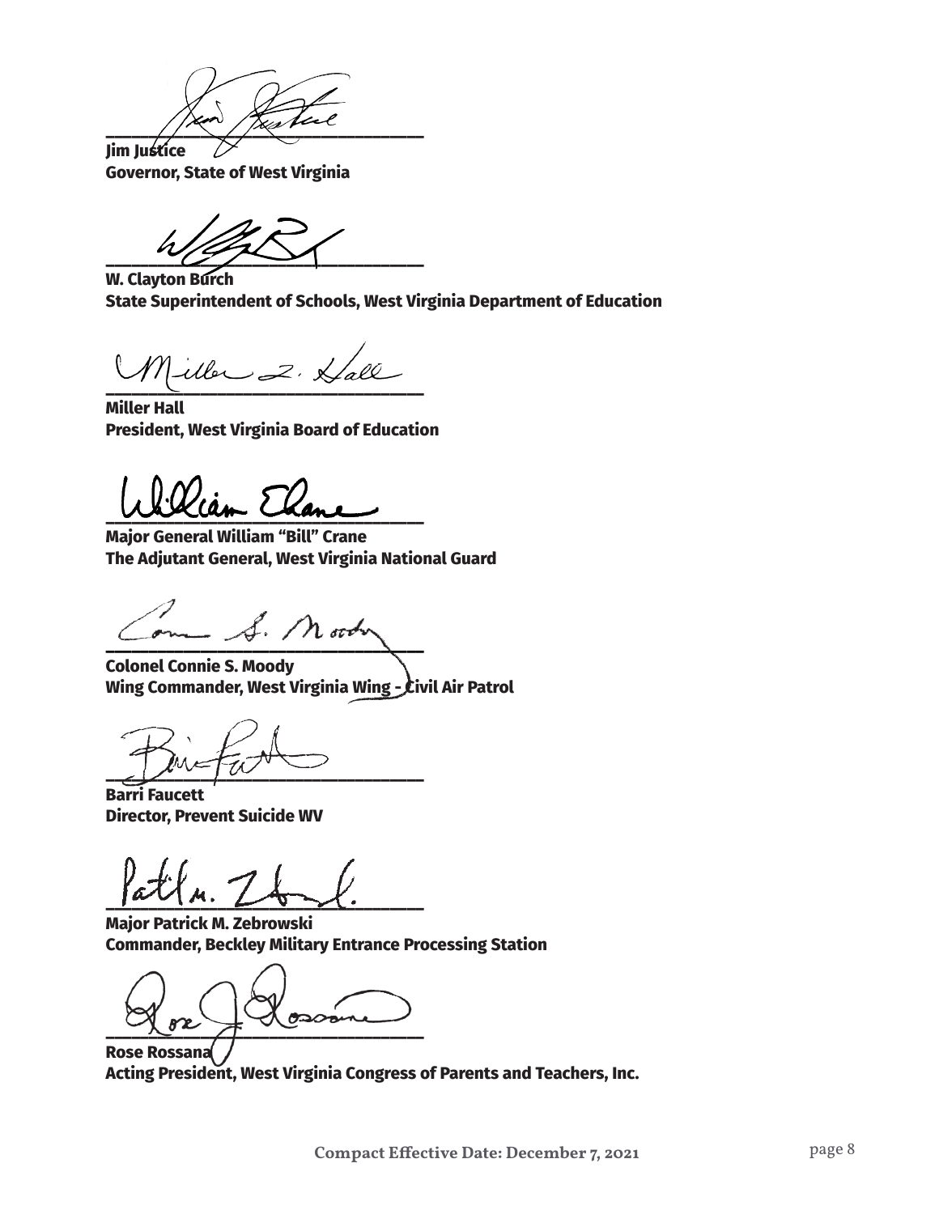**Jim Justice**
**Governor, State of West Virginia**

**W. Clayton Burch**
**State Superintendent of Schools, West Virginia Department of Education**

**Miller Hall**
**President, West Virginia Board of Education**

**Major General William "Bill" Crane**
**The Adjutant General, West Virginia National Guard**

**Colonel Connie S. Moody**
**Wing Commander, West Virginia Wing - Civil Air Patrol**

**Barri Faucett**
**Director, Prevent Suicide WV**

**Major Patrick M. Zebrowski**
**Commander, Beckley Military Entrance Processing Station**

**Rose Rossana**
**Acting President, West Virginia Congress of Parents and Teachers, Inc.**

**Compact Effective Date: December 7, 2021**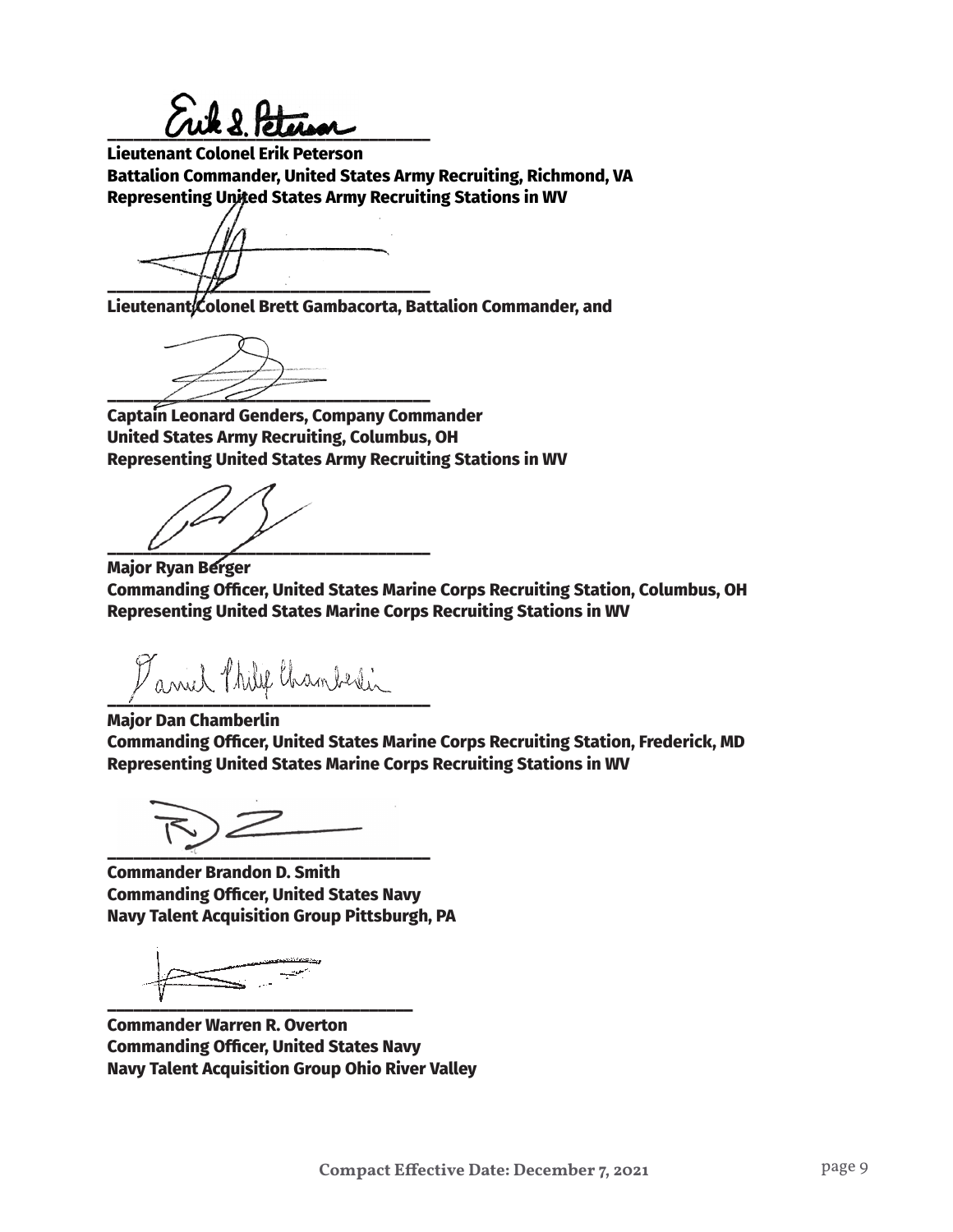**Lieutenant Colonel Erik Peterson**
**Battalion Commander, United States Army Recruiting, Richmond, VA**
**Representing United States Army Recruiting Stations in WV**

**Lieutenant Colonel Brett Gambacorta, Battalion Commander, and**

**Captain Leonard Genders, Company Commander**
**United States Army Recruiting, Columbus, OH**
**Representing United States Army Recruiting Stations in WV**

**Major Ryan Berger**
**Commanding Officer, United States Marine Corps Recruiting Station, Columbus, OH**
**Representing United States Marine Corps Recruiting Stations in WV**

**Major Dan Chamberlin**
**Commanding Officer, United States Marine Corps Recruiting Station, Frederick, MD**
**Representing United States Marine Corps Recruiting Stations in WV**

**Commander Brandon D. Smith**
**Commanding Officer, United States Navy**
**Navy Talent Acquisition Group Pittsburgh, PA**

**Commander Warren R. Overton**
**Commanding Officer, United States Navy**
**Navy Talent Acquisition Group Ohio River Valley**

**Compact Effective Date: December 7, 2021**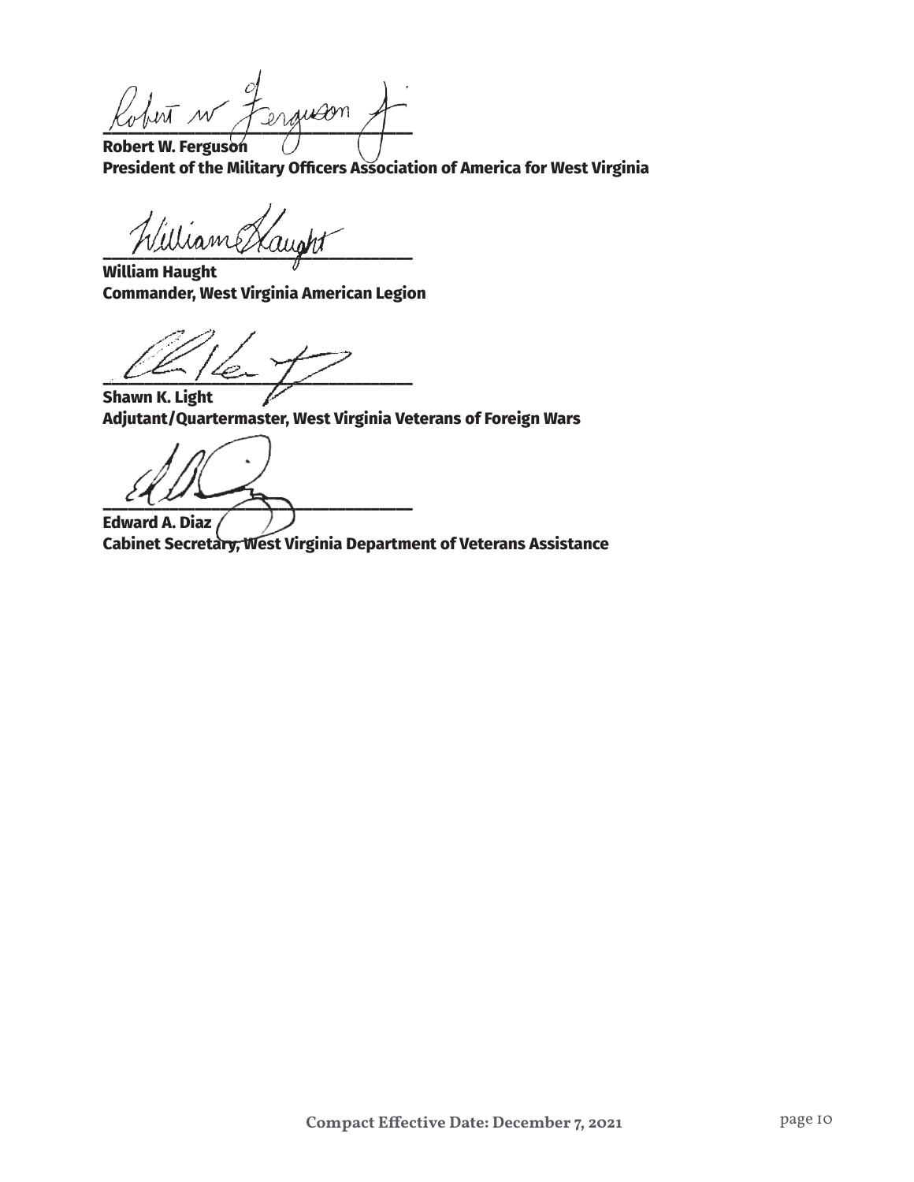**Robert W. Ferguson**
**President of the Military Officers Association of America for West Virginia**

**William Haught**
**Commander, West Virginia American Legion**

**Shawn K. Light**
**Adjutant/Quartermaster, West Virginia Veterans of Foreign Wars**

**Edward A. Diaz**
**Cabinet Secretary, West Virginia Department of Veterans Assistance**

**Compact Effective Date: December 7, 2021**